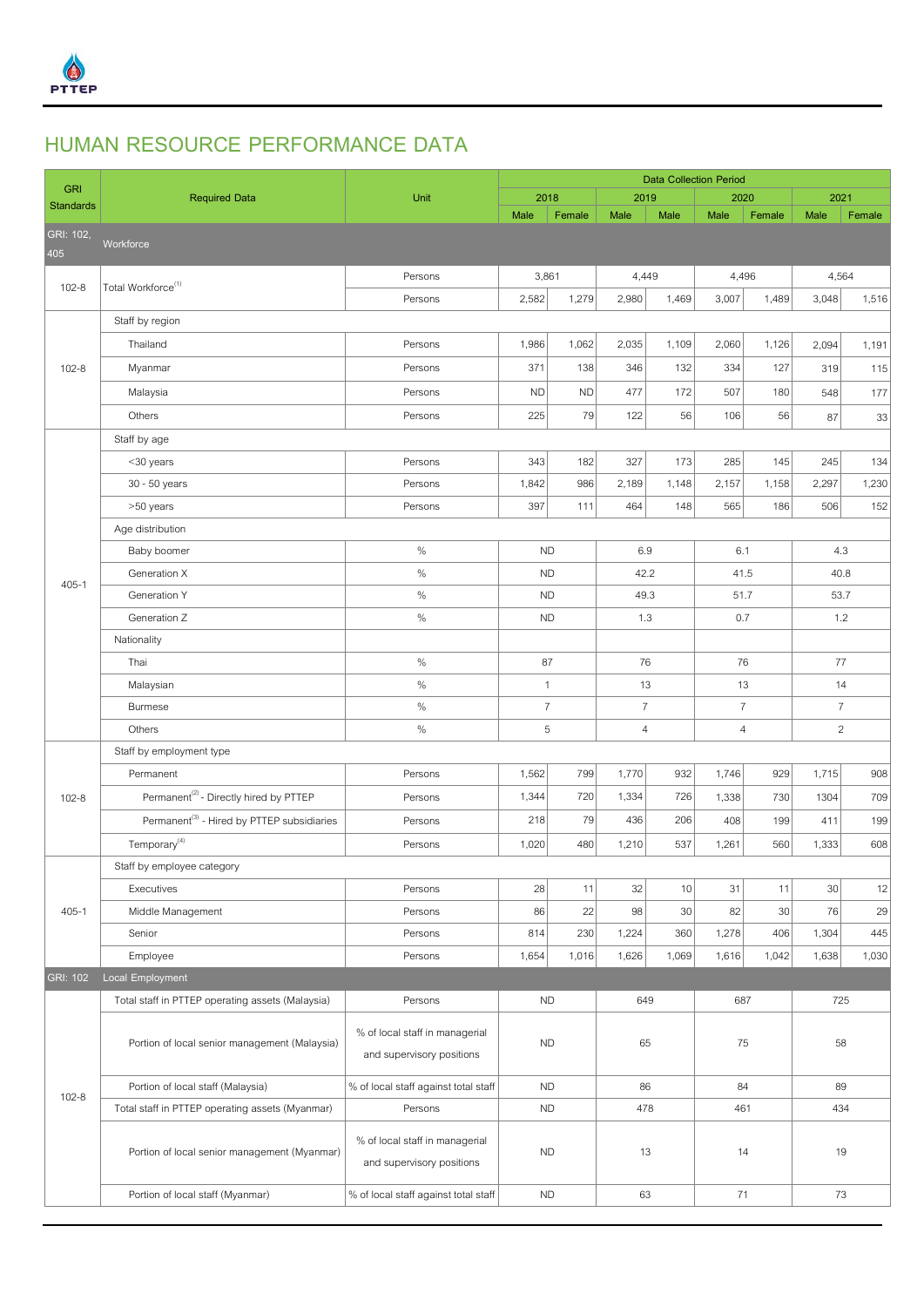# HUMAN RESOURCE PERFORMANCE DATA

| GRI Standards | Required Data | Unit | Data Collection Period | | | | | | | |
|---|---|---|---|---|---|---|---|---|---|---|
| | | | 2018 | | 2019 | | 2020 | | 2021 | |
| | | | Male | Female | Male | Male | Male | Female | Male | Female |
| GRI: 102, 405 | Workforce | | | | | | | | | |
| 102-8 | Total Workforce[(1)] | Persons | 3,861 | | 4,449 | | 4,496 | | 4,564 | |
| | | Persons | 2,582 | 1,279 | 2,980 | 1,469 | 3,007 | 1,489 | 3,048 | 1,516 |
| 102-8 | Staff by region | | | | | | | | | |
| | Thailand | Persons | 1,986 | 1,062 | 2,035 | 1,109 | 2,060 | 1,126 | 2,094 | 1,191 |
| | Myanmar | Persons | 371 | 138 | 346 | 132 | 334 | 127 | 319 | 115 |
| | Malaysia | Persons | ND | ND | 477 | 172 | 507 | 180 | 548 | 177 |
| | Others | Persons | 225 | 79 | 122 | 56 | 106 | 56 | 87 | 33 |
| 405-1 | Staff by age | | | | | | | | | |
| | <30 years | Persons | 343 | 182 | 327 | 173 | 285 | 145 | 245 | 134 |
| | 30 - 50 years | Persons | 1,842 | 986 | 2,189 | 1,148 | 2,157 | 1,158 | 2,297 | 1,230 |
| | >50 years | Persons | 397 | 111 | 464 | 148 | 565 | 186 | 506 | 152 |
| | Age distribution | | | | | | | | | |
| | Baby boomer | % | ND | | 6.9 | | 6.1 | | 4.3 | |
| | Generation X | % | ND | | 42.2 | | 41.5 | | 40.8 | |
| | Generation Y | % | ND | | 49.3 | | 51.7 | | 53.7 | |
| | Generation Z | % | ND | | 1.3 | | 0.7 | | 1.2 | |
| | Nationality | | | | | | | | | |
| | Thai | % | 87 | | 76 | | 76 | | 77 | |
| | Malaysian | % | 1 | | 13 | | 13 | | 14 | |
| | Burmese | % | 7 | | 7 | | 7 | | 7 | |
| | Others | % | 5 | | 4 | | 4 | | 2 | |
| 102-8 | Staff by employment type | | | | | | | | | |
| | Permanent | Persons | 1,562 | 799 | 1,770 | 932 | 1,746 | 929 | 1,715 | 908 |
| | Permanent[(2)] - Directly hired by PTTEP | Persons | 1,344 | 720 | 1,334 | 726 | 1,338 | 730 | 1304 | 709 |
| | Permanent[(3)] - Hired by PTTEP subsidiaries | Persons | 218 | 79 | 436 | 206 | 408 | 199 | 411 | 199 |
| | Temporary[(4)] | Persons | 1,020 | 480 | 1,210 | 537 | 1,261 | 560 | 1,333 | 608 |
| 405-1 | Staff by employee category | | | | | | | | | |
| | Executives | Persons | 28 | 11 | 32 | 10 | 31 | 11 | 30 | 12 |
| | Middle Management | Persons | 86 | 22 | 98 | 30 | 82 | 30 | 76 | 29 |
| | Senior | Persons | 814 | 230 | 1,224 | 360 | 1,278 | 406 | 1,304 | 445 |
| | Employee | Persons | 1,654 | 1,016 | 1,626 | 1,069 | 1,616 | 1,042 | 1,638 | 1,030 |
| GRI: 102 | Local Employment | | | | | | | | | |
| 102-8 | Total staff in PTTEP operating assets (Malaysia) | Persons | ND | | 649 | | 687 | | 725 | |
| | Portion of local senior management (Malaysia) | % of local staff in managerial and supervisory positions | ND | | 65 | | 75 | | 58 | |
| | Portion of local staff (Malaysia) | % of local staff against total staff | ND | | 86 | | 84 | | 89 | |
| | Total staff in PTTEP operating assets (Myanmar) | Persons | ND | | 478 | | 461 | | 434 | |
| | Portion of local senior management (Myanmar) | % of local staff in managerial and supervisory positions | ND | | 13 | | 14 | | 19 | |
| | Portion of local staff (Myanmar) | % of local staff against total staff | ND | | 63 | | 71 | | 73 | |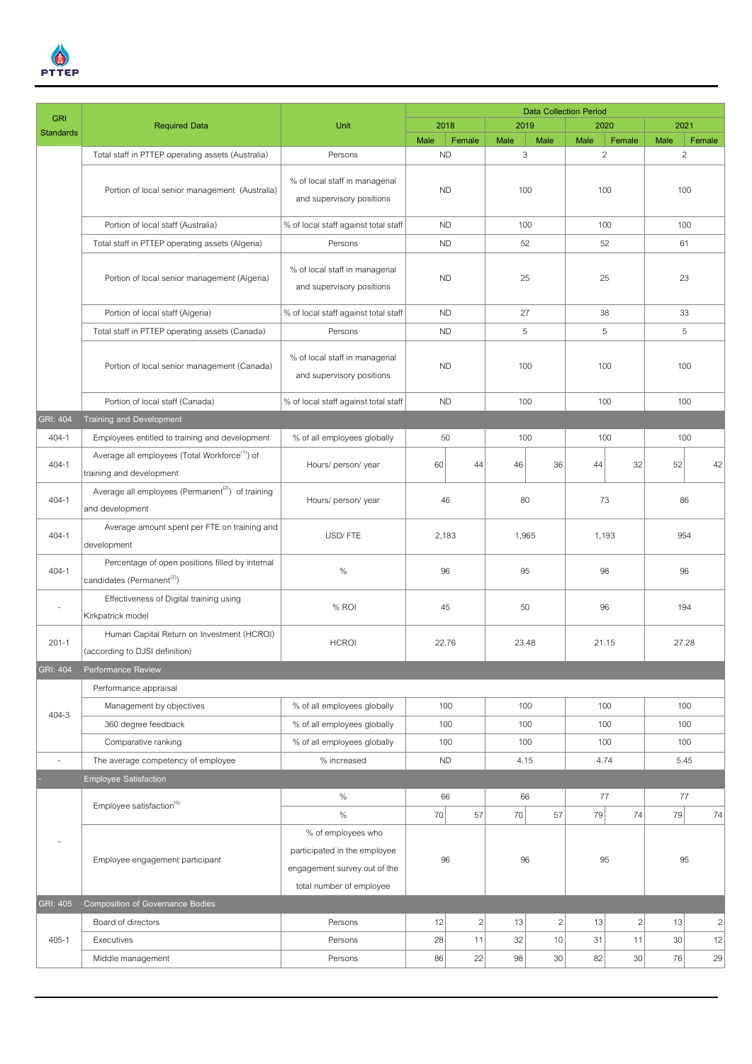| GRI Standards | Required Data | Unit | Data Collection Period | | | | | | | |
|---|---|---|---|---|---|---|---|---|---|---|
| | | | 2018 | | 2019 | | 2020 | | 2021 | |
| | | | Male | Female | Male | Male | Male | Female | Male | Female |
| | Total staff in PTTEP operating assets (Australia) | Persons | ND | | 3 | | 2 | | 2 | |
| | Portion of local senior management (Australia) | % of local staff in managerial and supervisory positions | ND | | 100 | | 100 | | 100 | |
| | Portion of local staff (Australia) | % of local staff against total staff | ND | | 100 | | 100 | | 100 | |
| | Total staff in PTTEP operating assets (Algeria) | Persons | ND | | 52 | | 52 | | 61 | |
| | Portion of local senior management (Algeria) | % of local staff in managerial and supervisory positions | ND | | 25 | | 25 | | 23 | |
| | Portion of local staff (Algeria) | % of local staff against total staff | ND | | 27 | | 38 | | 33 | |
| | Total staff in PTTEP operating assets (Canada) | Persons | ND | | 5 | | 5 | | 5 | |
| | Portion of local senior management (Canada) | % of local staff in managerial and supervisory positions | ND | | 100 | | 100 | | 100 | |
| | Portion of local staff (Canada) | % of local staff against total staff | ND | | 100 | | 100 | | 100 | |
| GRI: 404 | Training and Development | | | | | | | | | |
| 404-1 | Employees entitled to training and development | % of all employees globally | 50 | | 100 | | 100 | | 100 | |
| 404-1 | Average all employees (Total Workforce[1]) of training and development | Hours/ person/ year | 60 | 44 | 46 | 36 | 44 | 32 | 52 | 42 |
| 404-1 | Average all employees (Permanent[2]) of training and development | Hours/ person/ year | 46 | | 80 | | 73 | | 86 | |
| 404-1 | Average amount spent per FTE on training and development | USD/ FTE | 2,183 | | 1,965 | | 1,193 | | 954 | |
| 404-1 | Percentage of open positions filled by internal candidates (Permanent[2]) | % | 96 | | 95 | | 98 | | 96 | |
| - | Effectiveness of Digital training using Kirkpatrick model | % ROI | 45 | | 50 | | 96 | | 194 | |
| 201-1 | Human Capital Return on Investment (HCROI) (according to DJSI definition) | HCROI | 22.76 | | 23.48 | | 21.15 | | 27.28 | |
| GRI: 404 | Performance Review | | | | | | | | | |
| 404-3 | Performance appraisal | | | | | | | | | |
| | Management by objectives | % of all employees globally | 100 | | 100 | | 100 | | 100 | |
| | 360 degree feedback | % of all employees globally | 100 | | 100 | | 100 | | 100 | |
| | Comparative ranking | % of all employees globally | 100 | | 100 | | 100 | | 100 | |
| - | The average competency of employee | % increased | ND | | 4.15 | | 4.74 | | 5.45 | |
| - | Employee Satisfaction | | | | | | | | | |
| - | Employee satisfaction[5] | % | 66 | | 66 | | 77 | | 77 | |
| | | % | 70 | 57 | 70 | 57 | 79 | 74 | 79 | 74 |
| | Employee engagement participant | % of employees who participated in the employee engagement survey out of the total number of employee | 96 | | 96 | | 95 | | 95 | |
| GRI: 405 | Composition of Governance Bodies | | | | | | | | | |
| 405-1 | Board of directors | Persons | 12 | 2 | 13 | 2 | 13 | 2 | 13 | 2 |
| | Executives | Persons | 28 | 11 | 32 | 10 | 31 | 11 | 30 | 12 |
| | Middle management | Persons | 86 | 22 | 98 | 30 | 82 | 30 | 76 | 29 |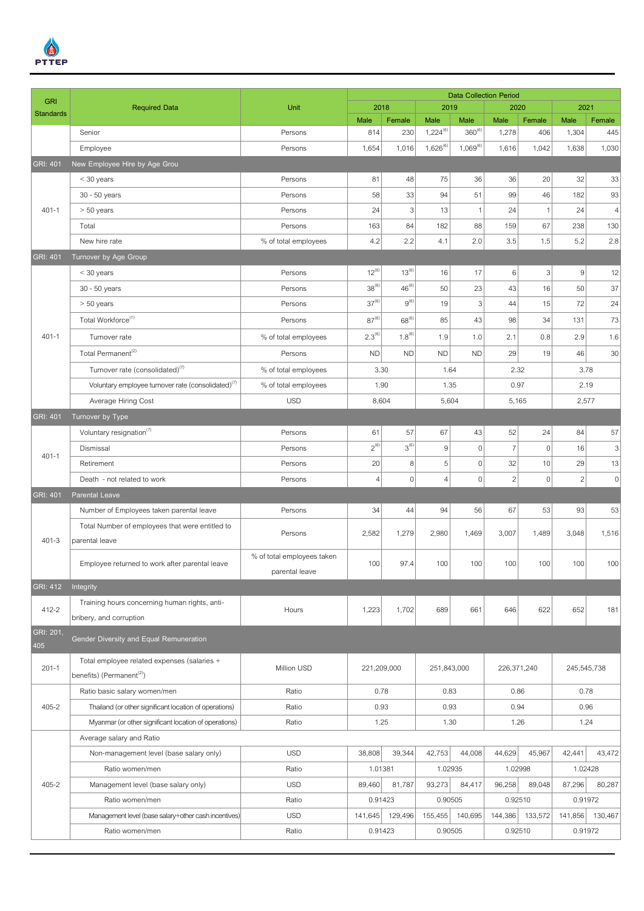| GRI Standards | Required Data | Unit | Data Collection Period | | | | | | | |
|---|---|---|---|---|---|---|---|---|---|---|
| | | | 2018 | | 2019 | | 2020 | | 2021 | |
| | | | Male | Female | Male | Male | Male | Female | Male | Female |
| | Senior | Persons | 814 | 230 | 1,224[6] | 360[6] | 1,278 | 406 | 1,304 | 445 |
| | Employee | Persons | 1,654 | 1,016 | 1,626[6] | 1,069[6] | 1,616 | 1,042 | 1,638 | 1,030 |
| GRI: 401 | New Employee Hire by Age Grou | | | | | | | | | |
| 401-1 | < 30 years | Persons | 81 | 48 | 75 | 36 | 36 | 20 | 32 | 33 |
| | 30 - 50 years | Persons | 58 | 33 | 94 | 51 | 99 | 46 | 182 | 93 |
| | > 50 years | Persons | 24 | 3 | 13 | 1 | 24 | 1 | 24 | 4 |
| | Total | Persons | 163 | 84 | 182 | 88 | 159 | 67 | 238 | 130 |
| | New hire rate | % of total employees | 4.2 | 2.2 | 4.1 | 2.0 | 3.5 | 1.5 | 5.2 | 2.8 |
| GRI: 401 | Turnover by Age Group | | | | | | | | | |
| 401-1 | < 30 years | Persons | 12[6] | 13[6] | 16 | 17 | 6 | 3 | 9 | 12 |
| | 30 - 50 years | Persons | 38[6] | 46[6] | 50 | 23 | 43 | 16 | 50 | 37 |
| | > 50 years | Persons | 37[6] | 9[6] | 19 | 3 | 44 | 15 | 72 | 24 |
| | Total Workforce[1] | Persons | 87[6] | 68[6] | 85 | 43 | 98 | 34 | 131 | 73 |
| | Turnover rate | % of total employees | 2.3[6] | 1.8[6] | 1.9 | 1.0 | 2.1 | 0.8 | 2.9 | 1.6 |
| | Total Permanent[2] | Persons | ND | ND | ND | ND | 29 | 19 | 46 | 30 |
| | Turnover rate (consolidated)[7] | % of total employees | 3.30 | | 1.64 | | 2.32 | | 3.78 | |
| | Voluntary employee turnover rate (consolidated)[7] | % of total employees | 1.90 | | 1.35 | | 0.97 | | 2.19 | |
| | Average Hiring Cost | USD | 8,604 | | 5,604 | | 5,165 | | 2,577 | |
| GRI: 401 | Turnover by Type | | | | | | | | | |
| 401-1 | Voluntary resignation[7] | Persons | 61 | 57 | 67 | 43 | 52 | 24 | 84 | 57 |
| | Dismissal | Persons | 2[6] | 3[6] | 9 | 0 | 7 | 0 | 16 | 3 |
| | Retirement | Persons | 20 | 8 | 5 | 0 | 32 | 10 | 29 | 13 |
| | Death - not related to work | Persons | 4 | 0 | 4 | 0 | 2 | 0 | 2 | 0 |
| GRI: 401 | Parental Leave | | | | | | | | | |
| 401-3 | Number of Employees taken parental leave | Persons | 34 | 44 | 94 | 56 | 67 | 53 | 93 | 53 |
| | Total Number of employees that were entitled to parental leave | Persons | 2,582 | 1,279 | 2,980 | 1,469 | 3,007 | 1,489 | 3,048 | 1,516 |
| | Employee returned to work after parental leave | % of total employees taken parental leave | 100 | 97.4 | 100 | 100 | 100 | 100 | 100 | 100 |
| GRI: 412 | Integrity | | | | | | | | | |
| 412-2 | Training hours concerning human rights, anti-bribery, and corruption | Hours | 1,223 | 1,702 | 689 | 661 | 646 | 622 | 652 | 181 |
| GRI: 201, 405 | Gender Diversity and Equal Remuneration | | | | | | | | | |
| 201-1 | Total employee related expenses (salaries + benefits) (Permanent[2]) | Million USD | 221,209,000 | | 251,843,000 | | 226,371,240 | | 245,545,738 | |
| 405-2 | Ratio basic salary women/men | Ratio | 0.78 | | 0.83 | | 0.86 | | 0.78 | |
| | Thailand (or other significant location of operations) | Ratio | 0.93 | | 0.93 | | 0.94 | | 0.96 | |
| | Myanmar (or other significant location of operations) | Ratio | 1.25 | | 1.30 | | 1.26 | | 1.24 | |
| 405-2 | Average salary and Ratio | | | | | | | | | |
| | Non-management level (base salary only) | USD | 38,808 | 39,344 | 42,753 | 44,008 | 44,629 | 45,967 | 42,441 | 43,472 |
| | Ratio women/men | Ratio | 1.01381 | | 1.02935 | | 1.02998 | | 1.02428 | |
| | Management level (base salary only) | USD | 89,460 | 81,787 | 93,273 | 84,417 | 96,258 | 89,048 | 87,296 | 80,287 |
| | Ratio women/men | Ratio | 0.91423 | | 0.90505 | | 0.92510 | | 0.91972 | |
| | Management level (base salary+other cash incentives) | USD | 141,645 | 129,496 | 155,455 | 140,695 | 144,386 | 133,572 | 141,856 | 130,467 |
| | Ratio women/men | Ratio | 0.91423 | | 0.90505 | | 0.92510 | | 0.91972 | |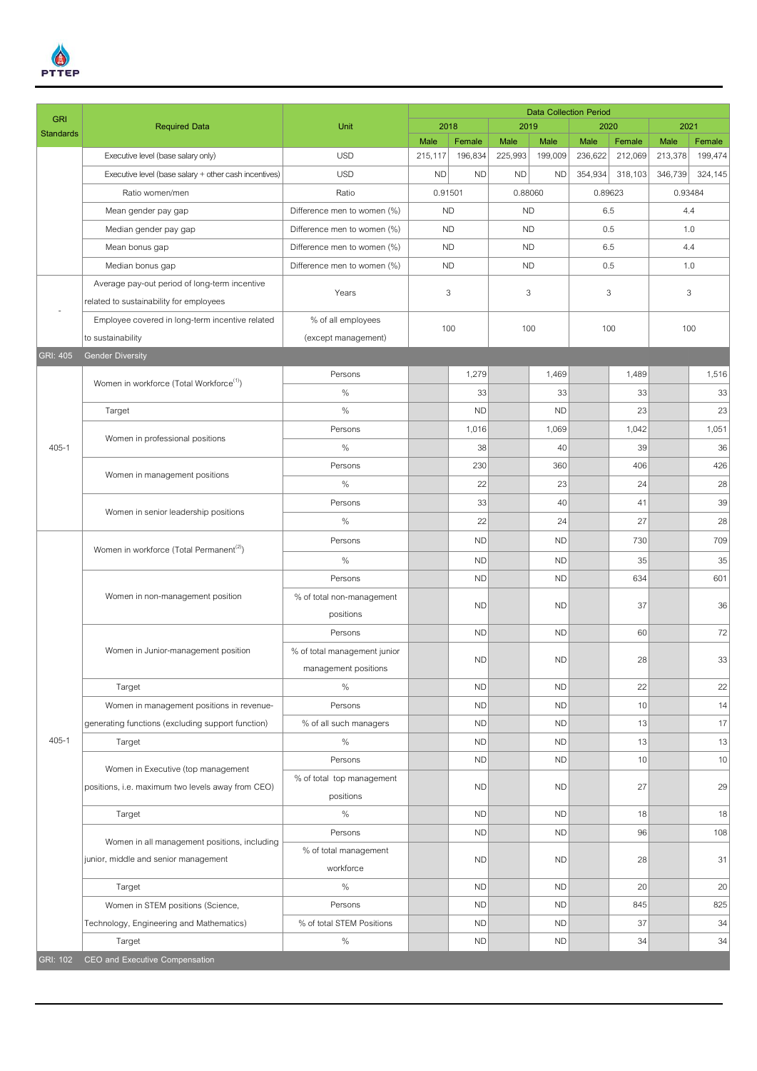| GRI Standards | Required Data | Unit | Data Collection Period | | | | | | | |
|---|---|---|---|---|---|---|---|---|---|---|
| | | | 2018 | | 2019 | | 2020 | | 2021 | |
| | | | Male | Female | Male | Male | Male | Female | Male | Female |
| | Executive level (base salary only) | USD | 215,117 | 196,834 | 225,993 | 199,009 | 236,622 | 212,069 | 213,378 | 199,474 |
| | Executive level (base salary + other cash incentives) | USD | ND | ND | ND | ND | 354,934 | 318,103 | 346,739 | 324,145 |
| | Ratio women/men | Ratio | 0.91501 | | 0.88060 | | 0.89623 | | 0.93484 | |
| | Mean gender pay gap | Difference men to women (%) | ND | | ND | | 6.5 | | 4.4 | |
| | Median gender pay gap | Difference men to women (%) | ND | | ND | | 0.5 | | 1.0 | |
| | Mean bonus gap | Difference men to women (%) | ND | | ND | | 6.5 | | 4.4 | |
| | Median bonus gap | Difference men to women (%) | ND | | ND | | 0.5 | | 1.0 | |
| - | Average pay-out period of long-term incentive related to sustainability for employees | Years | 3 | | 3 | | 3 | | 3 | |
| | Employee covered in long-term incentive related to sustainability | % of all employees (except management) | 100 | | 100 | | 100 | | 100 | |
| GRI: 405 | Gender Diversity | | | | | | | | | |
| 405-1 | Women in workforce (Total Workforce[1]) | Persons | | 1,279 | | 1,469 | | 1,489 | | 1,516 |
| | | % | | 33 | | 33 | | 33 | | 33 |
| | Target | % | | ND | | ND | | 23 | | 23 |
| | Women in professional positions | Persons | | 1,016 | | 1,069 | | 1,042 | | 1,051 |
| | | % | | 38 | | 40 | | 39 | | 36 |
| | Women in management positions | Persons | | 230 | | 360 | | 406 | | 426 |
| | | % | | 22 | | 23 | | 24 | | 28 |
| | Women in senior leadership positions | Persons | | 33 | | 40 | | 41 | | 39 |
| | | % | | 22 | | 24 | | 27 | | 28 |
| 405-1 | Women in workforce (Total Permanent[2]) | Persons | | ND | | ND | | 730 | | 709 |
| | | % | | ND | | ND | | 35 | | 35 |
| | Women in non-management position | Persons | | ND | | ND | | 634 | | 601 |
| | | % of total non-management positions | | ND | | ND | | 37 | | 36 |
| | Women in Junior-management position | Persons | | ND | | ND | | 60 | | 72 |
| | | % of total management junior management positions | | ND | | ND | | 28 | | 33 |
| | Target | % | | ND | | ND | | 22 | | 22 |
| | Women in management positions in revenue-generating functions (excluding support function) | Persons | | ND | | ND | | 10 | | 14 |
| | | % of all such managers | | ND | | ND | | 13 | | 17 |
| | Target | % | | ND | | ND | | 13 | | 13 |
| | Women in Executive (top management positions, i.e. maximum two levels away from CEO) | Persons | | ND | | ND | | 10 | | 10 |
| | | % of total top management positions | | ND | | ND | | 27 | | 29 |
| | Target | % | | ND | | ND | | 18 | | 18 |
| | Women in all management positions, including junior, middle and senior management | Persons | | ND | | ND | | 96 | | 108 |
| | | % of total management workforce | | ND | | ND | | 28 | | 31 |
| | Target | % | | ND | | ND | | 20 | | 20 |
| | Women in STEM positions (Science, Technology, Engineering and Mathematics) | Persons | | ND | | ND | | 845 | | 825 |
| | | % of total STEM Positions | | ND | | ND | | 37 | | 34 |
| | Target | % | | ND | | ND | | 34 | | 34 |
| GRI: 102 | CEO and Executive Compensation | | | | | | | | | |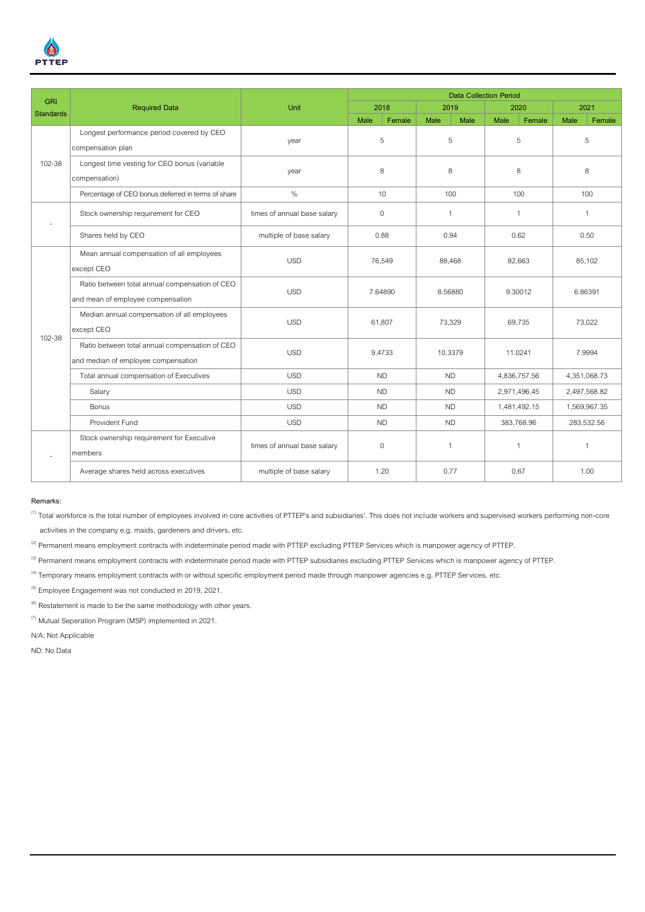| GRI Standards | Required Data | Unit | Data Collection Period | | | | | | | |
|---|---|---|---|---|---|---|---|---|---|---|
| | | | 2018 | | 2019 | | 2020 | | 2021 | |
| | | | Male | Female | Male | Male | Male | Female | Male | Female |
| 102-38 | Longest performance period covered by CEO compensation plan | year | 5 | | 5 | | 5 | | 5 | |
| | Longest time vesting for CEO bonus (variable compensation) | year | 8 | | 8 | | 8 | | 8 | |
| | Percentage of CEO bonus deferred in terms of share | % | 10 | | 100 | | 100 | | 100 | |
| - | Stock ownership requirement for CEO | times of annual base salary | 0 | | 1 | | 1 | | 1 | |
| | Shares held by CEO | multiple of base salary | 0.88 | | 0.94 | | 0.62 | | 0.50 | |
| 102-38 | Mean annual compensation of all employees except CEO | USD | 76,549 | | 88,468 | | 82,663 | | 85,102 | |
| | Ratio between total annual compensation of CEO and mean of employee compensation | USD | 7.64890 | | 8.56880 | | 9.30012 | | 6.86391 | |
| | Median annual compensation of all employees except CEO | USD | 61,807 | | 73,329 | | 69,735 | | 73,022 | |
| | Ratio between total annual compensation of CEO and median of employee compensation | USD | 9.4733 | | 10.3379 | | 11.0241 | | 7.9994 | |
| | Total annual compensation of Executives | USD | ND | | ND | | 4,836,757.56 | | 4,351,068.73 | |
| | Salary | USD | ND | | ND | | 2,971,496.45 | | 2,497,568.82 | |
| | Bonus | USD | ND | | ND | | 1,481,492.15 | | 1,569,967.35 | |
| | Provident Fund | USD | ND | | ND | | 383,768.96 | | 283,532.56 | |
| - | Stock ownership requirement for Executive members | times of annual base salary | 0 | | 1 | | 1 | | 1 | |
| | Average shares held across executives | multiple of base salary | 1.20 | | 0.77 | | 0.67 | | 1.00 | |

Remarks:

(1) Total workforce is the total number of employees involved in core activities of PTTEP's and subsidiaries'. This does not include workers and supervised workers performing non-core activities in the company e.g. maids, gardeners and drivers, etc.

(2) Permanent means employment contracts with indeterminate period made with PTTEP excluding PTTEP Services which is manpower agency of PTTEP.

(3) Permanent means employment contracts with indeterminate period made with PTTEP subsidiaries excluding PTTEP Services which is manpower agency of PTTEP.

(4) Temporary means employment contracts with or without specific employment period made through manpower agencies e.g. PTTEP Services, etc.

(5) Employee Engagement was not conducted in 2019, 2021.

(6) Restatement is made to be the same methodology with other years.

(7) Mutual Seperation Program (MSP) implemented in 2021.

N/A: Not Applicable

ND: No Data